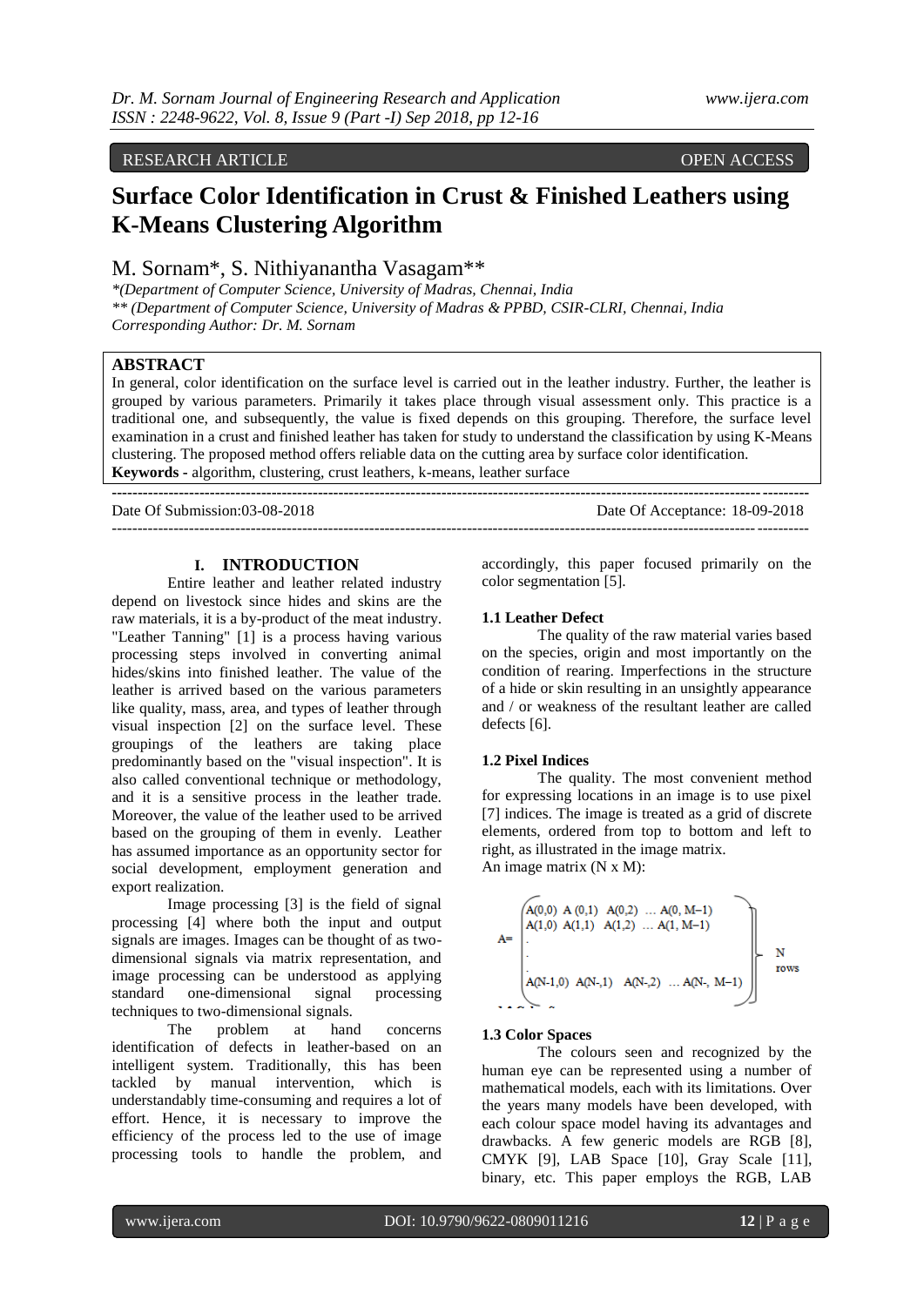RESEARCH ARTICLE OPEN ACCESS

# Surface Color Identification in Crust & Finished Leathers using K-Means Clustering Algorithm

M. Sornam*, S. Nithiyanantha Vasagam**

*(Department of Computer Science, University of Madras, Chennai, India
** (Department of Computer Science, University of Madras & PPBD, CSIR-CLRI, Chennai, India
Corresponding Author: Dr. M. Sornam

## ABSTRACT

In general, color identification on the surface level is carried out in the leather industry. Further, the leather is grouped by various parameters. Primarily it takes place through visual assessment only. This practice is a traditional one, and subsequently, the value is fixed depends on this grouping. Therefore, the surface level examination in a crust and finished leather has taken for study to understand the classification by using K-Means clustering. The proposed method offers reliable data on the cutting area by surface color identification.

**Keywords** - algorithm, clustering, crust leathers, k-means, leather surface

---

Date Of Submission:03-08-2018 Date Of Acceptance: 18-09-2018

---

## I. INTRODUCTION

Entire leather and leather related industry depend on livestock since hides and skins are the raw materials, it is a by-product of the meat industry. "Leather Tanning" [1] is a process having various processing steps involved in converting animal hides/skins into finished leather. The value of the leather is arrived based on the various parameters like quality, mass, area, and types of leather through visual inspection [2] on the surface level. These groupings of the leathers are taking place predominantly based on the "visual inspection". It is also called conventional technique or methodology, and it is a sensitive process in the leather trade. Moreover, the value of the leather used to be arrived based on the grouping of them in evenly. Leather has assumed importance as an opportunity sector for social development, employment generation and export realization.

Image processing [3] is the field of signal processing [4] where both the input and output signals are images. Images can be thought of as two-dimensional signals via matrix representation, and image processing can be understood as applying standard one-dimensional signal processing techniques to two-dimensional signals.

The problem at hand concerns identification of defects in leather-based on an intelligent system. Traditionally, this has been tackled by manual intervention, which is understandably time-consuming and requires a lot of effort. Hence, it is necessary to improve the efficiency of the process led to the use of image processing tools to handle the problem, and accordingly, this paper focused primarily on the color segmentation [5].

### 1.1 Leather Defect

The quality of the raw material varies based on the species, origin and most importantly on the condition of rearing. Imperfections in the structure of a hide or skin resulting in an unsightly appearance and / or weakness of the resultant leather are called defects [6].

### 1.2 Pixel Indices

The quality. The most convenient method for expressing locations in an image is to use pixel [7] indices. The image is treated as a grid of discrete elements, ordered from top to bottom and left to right, as illustrated in the image matrix.

An image matrix (N x M):

$$A = \begin{pmatrix} A(0,0) & A(0,1) & A(0,2) & \dots & A(0, M-1) \\ A(1,0) & A(1,1) & A(1,2) & \dots & A(1, M-1) \\ \cdot & & & & \\ \cdot & & & & \\ A(N-1,0) & A(N-,1) & A(N-,2) & \dots & A(N-, M-1) \end{pmatrix} \text{N rows}$$

### 1.3 Color Spaces

The colours seen and recognized by the human eye can be represented using a number of mathematical models, each with its limitations. Over the years many models have been developed, with each colour space model having its advantages and drawbacks. A few generic models are RGB [8], CMYK [9], LAB Space [10], Gray Scale [11], binary, etc. This paper employs the RGB, LAB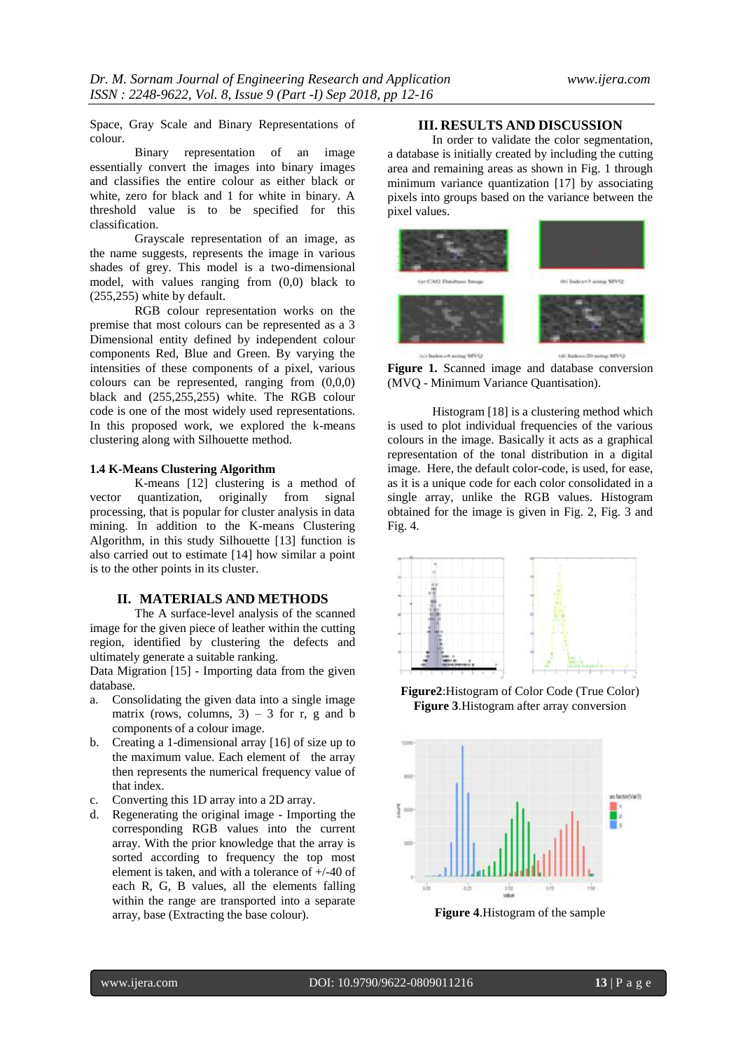Space, Gray Scale and Binary Representations of colour.

Binary representation of an image essentially convert the images into binary images and classifies the entire colour as either black or white, zero for black and 1 for white in binary. A threshold value is to be specified for this classification.

Grayscale representation of an image, as the name suggests, represents the image in various shades of grey. This model is a two-dimensional model, with values ranging from (0,0) black to (255,255) white by default.

RGB colour representation works on the premise that most colours can be represented as a 3 Dimensional entity defined by independent colour components Red, Blue and Green. By varying the intensities of these components of a pixel, various colours can be represented, ranging from (0,0,0) black and (255,255,255) white. The RGB colour code is one of the most widely used representations. In this proposed work, we explored the k-means clustering along with Silhouette method.

### 1.4 K-Means Clustering Algorithm

K-means [12] clustering is a method of vector quantization, originally from signal processing, that is popular for cluster analysis in data mining. In addition to the K-means Clustering Algorithm, in this study Silhouette [13] function is also carried out to estimate [14] how similar a point is to the other points in its cluster.

## II. MATERIALS AND METHODS

The A surface-level analysis of the scanned image for the given piece of leather within the cutting region, identified by clustering the defects and ultimately generate a suitable ranking.

Data Migration [15] - Importing data from the given database.

a. Consolidating the given data into a single image matrix (rows, columns, 3) – 3 for r, g and b components of a colour image.
b. Creating a 1-dimensional array [16] of size up to the maximum value. Each element of the array then represents the numerical frequency value of that index.
c. Converting this 1D array into a 2D array.
d. Regenerating the original image - Importing the corresponding RGB values into the current array. With the prior knowledge that the array is sorted according to frequency the top most element is taken, and with a tolerance of +/-40 of each R, G, B values, all the elements falling within the range are transported into a separate array, base (Extracting the base colour).

## III. RESULTS AND DISCUSSION

In order to validate the color segmentation, a database is initially created by including the cutting area and remaining areas as shown in Fig. 1 through minimum variance quantization [17] by associating pixels into groups based on the variance between the pixel values.

**Figure 1.** Scanned image and database conversion (MVQ - Minimum Variance Quantisation).

Histogram [18] is a clustering method which is used to plot individual frequencies of the various colours in the image. Basically it acts as a graphical representation of the tonal distribution in a digital image. Here, the default color-code, is used, for ease, as it is a unique code for each color consolidated in a single array, unlike the RGB values. Histogram obtained for the image is given in Fig. 2, Fig. 3 and Fig. 4.

**Figure2**:Histogram of Color Code (True Color)

**Figure 3**.Histogram after array conversion

**Figure 4**.Histogram of the sample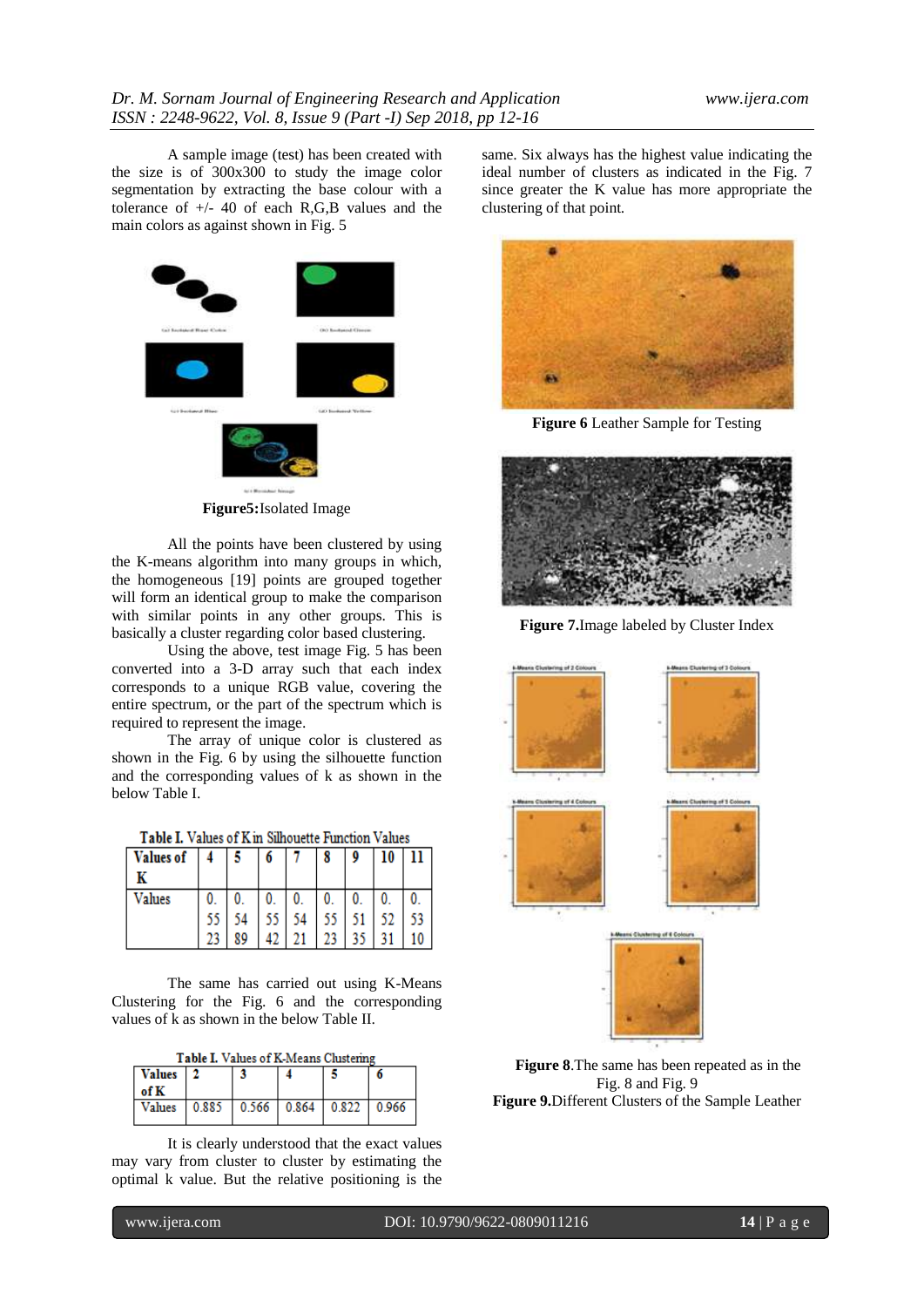A sample image (test) has been created with the size is of 300x300 to study the image color segmentation by extracting the base colour with a tolerance of +/- 40 of each R,G,B values and the main colors as against shown in Fig. 5

**Figure5:**Isolated Image

All the points have been clustered by using the K-means algorithm into many groups in which, the homogeneous [19] points are grouped together will form an identical group to make the comparison with similar points in any other groups. This is basically a cluster regarding color based clustering.

Using the above, test image Fig. 5 has been converted into a 3-D array such that each index corresponds to a unique RGB value, covering the entire spectrum, or the part of the spectrum which is required to represent the image.

The array of unique color is clustered as shown in the Fig. 6 by using the silhouette function and the corresponding values of k as shown in the below Table I.

**Table I.** Values of K in Silhouette Function Values

| Values of K | 4 | 5 | 6 | 7 | 8 | 9 | 10 | 11 |
|---|---|---|---|---|---|---|---|---|
| Values | 0.5523 | 0.5489 | 0.5542 | 0.5421 | 0.5523 | 0.5135 | 0.5231 | 0.5310 |

The same has carried out using K-Means Clustering for the Fig. 6 and the corresponding values of k as shown in the below Table II.

**Table I.** Values of K-Means Clustering

| Values of K | 2 | 3 | 4 | 5 | 6 |
|---|---|---|---|---|---|
| Values | 0.885 | 0.566 | 0.864 | 0.822 | 0.966 |

It is clearly understood that the exact values may vary from cluster to cluster by estimating the optimal k value. But the relative positioning is the same. Six always has the highest value indicating the ideal number of clusters as indicated in the Fig. 7 since greater the K value has more appropriate the clustering of that point.

**Figure 6** Leather Sample for Testing

**Figure 7.**Image labeled by Cluster Index

**Figure 8**.The same has been repeated as in the Fig. 8 and Fig. 9

**Figure 9.**Different Clusters of the Sample Leather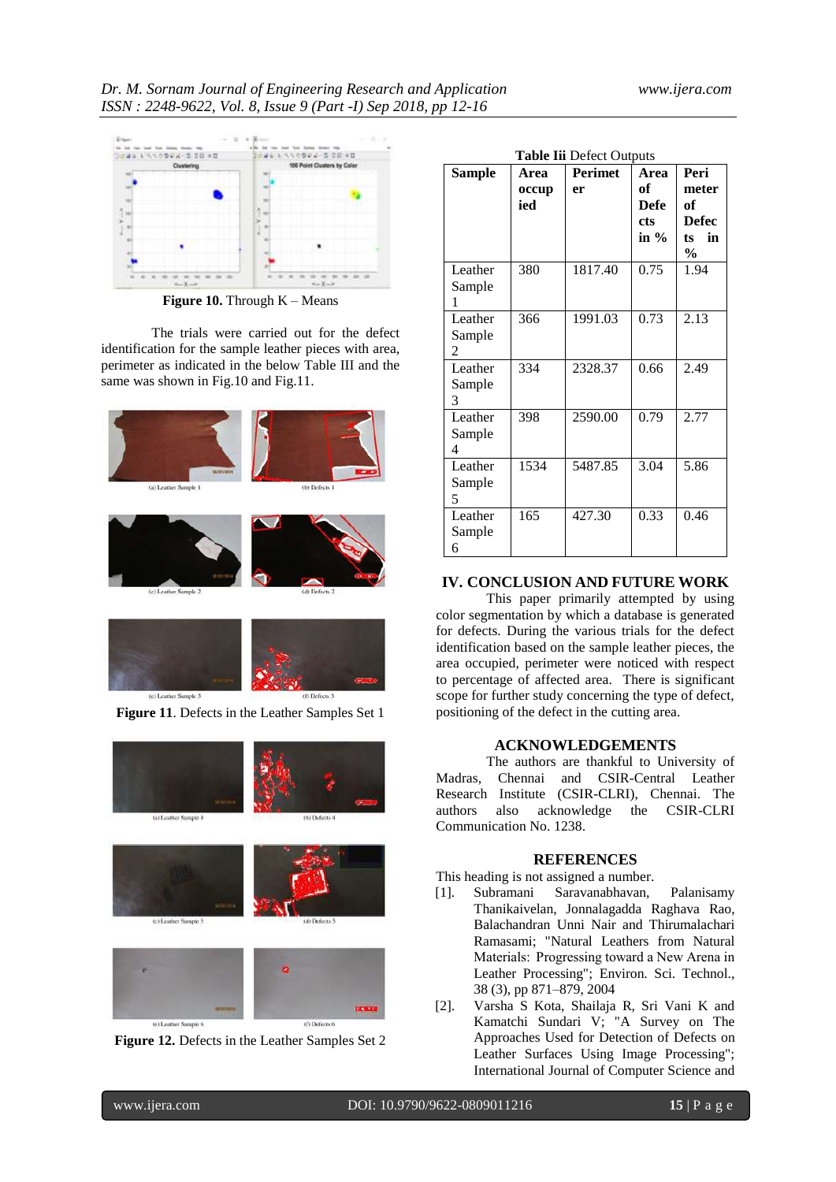**Figure 10.** Through K – Means

The trials were carried out for the defect identification for the sample leather pieces with area, perimeter as indicated in the below Table III and the same was shown in Fig.10 and Fig.11.

**Figure 11**. Defects in the Leather Samples Set 1

**Figure 12.** Defects in the Leather Samples Set 2

**Table Iii** Defect Outputs

| Sample | Area occupied | Perimeter | Area of Defects in % | Perimeter of Defects in % |
|---|---|---|---|---|
| Leather Sample 1 | 380 | 1817.40 | 0.75 | 1.94 |
| Leather Sample 2 | 366 | 1991.03 | 0.73 | 2.13 |
| Leather Sample 3 | 334 | 2328.37 | 0.66 | 2.49 |
| Leather Sample 4 | 398 | 2590.00 | 0.79 | 2.77 |
| Leather Sample 5 | 1534 | 5487.85 | 3.04 | 5.86 |
| Leather Sample 6 | 165 | 427.30 | 0.33 | 0.46 |

## IV. CONCLUSION AND FUTURE WORK

This paper primarily attempted by using color segmentation by which a database is generated for defects. During the various trials for the defect identification based on the sample leather pieces, the area occupied, perimeter were noticed with respect to percentage of affected area. There is significant scope for further study concerning the type of defect, positioning of the defect in the cutting area.

## ACKNOWLEDGEMENTS

The authors are thankful to University of Madras, Chennai and CSIR-Central Leather Research Institute (CSIR-CLRI), Chennai. The authors also acknowledge the CSIR-CLRI Communication No. 1238.

## REFERENCES

This heading is not assigned a number.

[1]. Subramani Saravanabhavan, Palanisamy Thanikaivelan, Jonnalagadda Raghava Rao, Balachandran Unni Nair and Thirumalachari Ramasami; "Natural Leathers from Natural Materials: Progressing toward a New Arena in Leather Processing"; Environ. Sci. Technol., 38 (3), pp 871–879, 2004

[2]. Varsha S Kota, Shailaja R, Sri Vani K and Kamatchi Sundari V; "A Survey on The Approaches Used for Detection of Defects on Leather Surfaces Using Image Processing"; International Journal of Computer Science and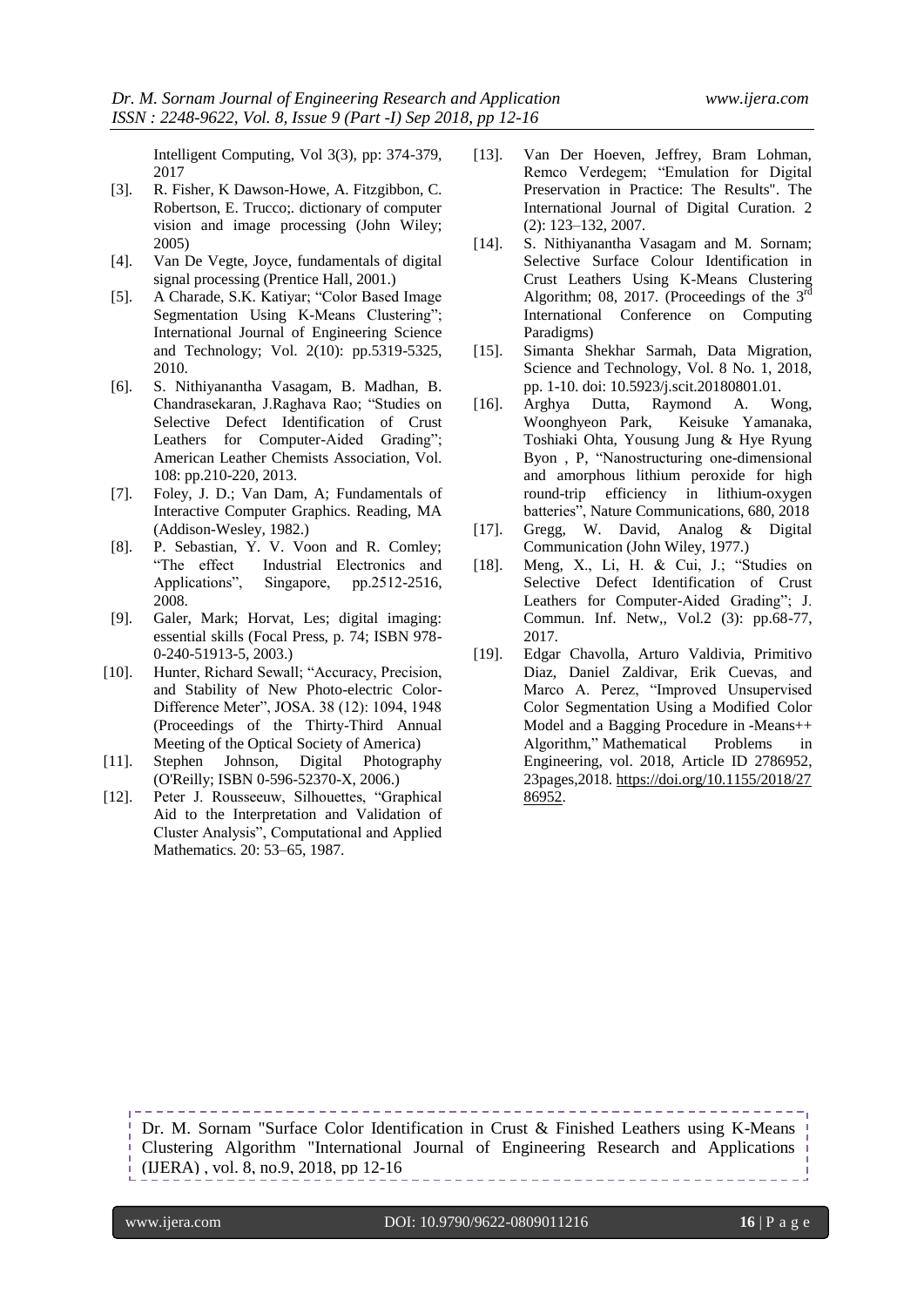Intelligent Computing, Vol 3(3), pp: 374-379, 2017

[3]. R. Fisher, K Dawson-Howe, A. Fitzgibbon, C. Robertson, E. Trucco;. dictionary of computer vision and image processing (John Wiley; 2005)

[4]. Van De Vegte, Joyce, fundamentals of digital signal processing (Prentice Hall, 2001.)

[5]. A Charade, S.K. Katiyar; "Color Based Image Segmentation Using K-Means Clustering"; International Journal of Engineering Science and Technology; Vol. 2(10): pp.5319-5325, 2010.

[6]. S. Nithiyanantha Vasagam, B. Madhan, B. Chandrasekaran, J.Raghava Rao; "Studies on Selective Defect Identification of Crust Leathers for Computer-Aided Grading"; American Leather Chemists Association, Vol. 108: pp.210-220, 2013.

[7]. Foley, J. D.; Van Dam, A; Fundamentals of Interactive Computer Graphics. Reading, MA (Addison-Wesley, 1982.)

[8]. P. Sebastian, Y. V. Voon and R. Comley; "The effect Industrial Electronics and Applications", Singapore, pp.2512-2516, 2008.

[9]. Galer, Mark; Horvat, Les; digital imaging: essential skills (Focal Press, p. 74; ISBN 978-0-240-51913-5, 2003.)

[10]. Hunter, Richard Sewall; "Accuracy, Precision, and Stability of New Photo-electric Color-Difference Meter", JOSA. 38 (12): 1094, 1948 (Proceedings of the Thirty-Third Annual Meeting of the Optical Society of America)

[11]. Stephen Johnson, Digital Photography (O'Reilly; ISBN 0-596-52370-X, 2006.)

[12]. Peter J. Rousseeuw, Silhouettes, "Graphical Aid to the Interpretation and Validation of Cluster Analysis", Computational and Applied Mathematics. 20: 53–65, 1987.

[13]. Van Der Hoeven, Jeffrey, Bram Lohman, Remco Verdegem; "Emulation for Digital Preservation in Practice: The Results". The International Journal of Digital Curation. 2 (2): 123–132, 2007.

[14]. S. Nithiyanantha Vasagam and M. Sornam; Selective Surface Colour Identification in Crust Leathers Using K-Means Clustering Algorithm; 08, 2017. (Proceedings of the 3rd International Conference on Computing Paradigms)

[15]. Simanta Shekhar Sarmah, Data Migration, Science and Technology, Vol. 8 No. 1, 2018, pp. 1-10. doi: 10.5923/j.scit.20180801.01.

[16]. Arghya Dutta, Raymond A. Wong, Woonghyeon Park, Keisuke Yamanaka, Toshiaki Ohta, Yousung Jung & Hye Ryung Byon , P, "Nanostructuring one-dimensional and amorphous lithium peroxide for high round-trip efficiency in lithium-oxygen batteries", Nature Communications, 680, 2018

[17]. Gregg, W. David, Analog & Digital Communication (John Wiley, 1977.)

[18]. Meng, X., Li, H. & Cui, J.; "Studies on Selective Defect Identification of Crust Leathers for Computer-Aided Grading"; J. Commun. Inf. Netw,, Vol.2 (3): pp.68-77, 2017.

[19]. Edgar Chavolla, Arturo Valdivia, Primitivo Diaz, Daniel Zaldivar, Erik Cuevas, and Marco A. Perez, "Improved Unsupervised Color Segmentation Using a Modified Color Model and a Bagging Procedure in -Means++ Algorithm," Mathematical Problems in Engineering, vol. 2018, Article ID 2786952, 23pages,2018. https://doi.org/10.1155/2018/2786952.

Dr. M. Sornam "Surface Color Identification in Crust & Finished Leathers using K-Means Clustering Algorithm "International Journal of Engineering Research and Applications (IJERA) , vol. 8, no.9, 2018, pp 12-16